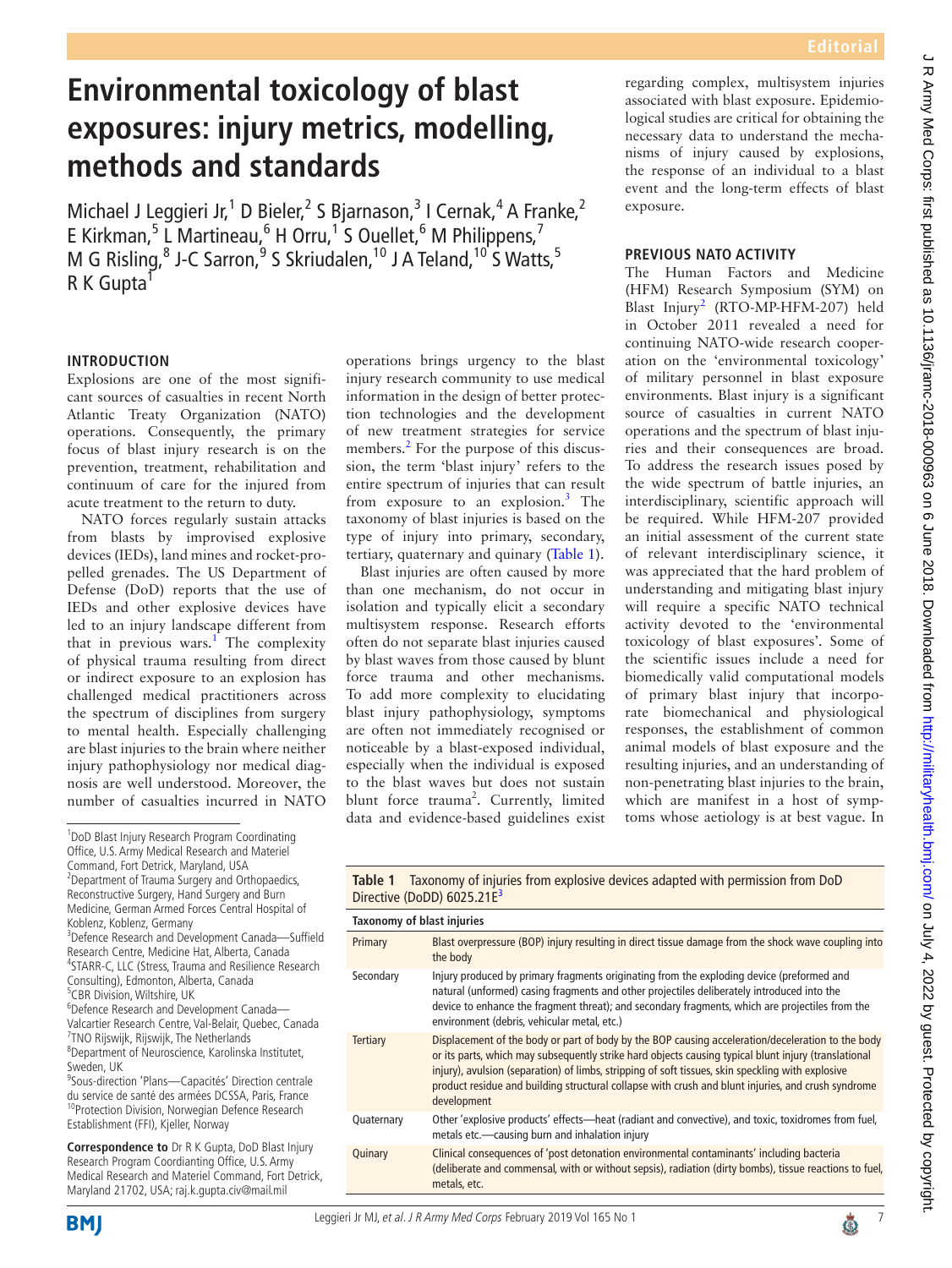Editorial

# Environmental toxicology of blast exposures: injury metrics, modelling, methods and standards

Michael J Leggieri Jr,[1] D Bieler,[2] S Bjarnason,[3] I Cernak,[4] A Franke,[2] E Kirkman,[5] L Martineau,[6] H Orru,[1] S Ouellet,[6] M Philippens,[7] M G Risling,[8] J-C Sarron,[9] S Skriudalen,[10] J A Teland,[10] S Watts,[5] R K Gupta[1]

[1]DoD Blast Injury Research Program Coordinating Office, U.S. Army Medical Research and Materiel Command, Fort Detrick, Maryland, USA
[2]Department of Trauma Surgery and Orthopaedics, Reconstructive Surgery, Hand Surgery and Burn Medicine, German Armed Forces Central Hospital of Koblenz, Koblenz, Germany
[3]Defence Research and Development Canada—Suffield Research Centre, Medicine Hat, Alberta, Canada
[4]STARR-C, LLC (Stress, Trauma and Resilience Research Consulting), Edmonton, Alberta, Canada
[5]CBR Division, Wiltshire, UK
[6]Defence Research and Development Canada—Valcartier Research Centre, Val-Belair, Quebec, Canada
[7]TNO Rijswijk, Rijswijk, The Netherlands
[8]Department of Neuroscience, Karolinska Institutet, Sweden, UK
[9]Sous-direction 'Plans—Capacités' Direction centrale du service de santé des armées DCSSA, Paris, France
[10]Protection Division, Norwegian Defence Research Establishment (FFI), Kjeller, Norway

**Correspondence to** Dr R K Gupta, DoD Blast Injury Research Program Coordinating Office, U.S. Army Medical Research and Materiel Command, Fort Detrick, Maryland 21702, USA; raj.k.gupta.civ@mail.mil

## INTRODUCTION

Explosions are one of the most significant sources of casualties in recent North Atlantic Treaty Organization (NATO) operations. Consequently, the primary focus of blast injury research is on the prevention, treatment, rehabilitation and continuum of care for the injured from acute treatment to the return to duty.

NATO forces regularly sustain attacks from blasts by improvised explosive devices (IEDs), land mines and rocket-propelled grenades. The US Department of Defense (DoD) reports that the use of IEDs and other explosive devices have led to an injury landscape different from that in previous wars.[1] The complexity of physical trauma resulting from direct or indirect exposure to an explosion has challenged medical practitioners across the spectrum of disciplines from surgery to mental health. Especially challenging are blast injuries to the brain where neither injury pathophysiology nor medical diagnosis are well understood. Moreover, the number of casualties incurred in NATO operations brings urgency to the blast injury research community to use medical information in the design of better protection technologies and the development of new treatment strategies for service members.[2] For the purpose of this discussion, the term 'blast injury' refers to the entire spectrum of injuries that can result from exposure to an explosion.[3] The taxonomy of blast injuries is based on the type of injury into primary, secondary, tertiary, quaternary and quinary (Table 1).

Blast injuries are often caused by more than one mechanism, do not occur in isolation and typically elicit a secondary multisystem response. Research efforts often do not separate blast injuries caused by blast waves from those caused by blunt force trauma and other mechanisms. To add more complexity to elucidating blast injury pathophysiology, symptoms are often not immediately recognised or noticeable by a blast-exposed individual, especially when the individual is exposed to the blast waves but does not sustain blunt force trauma[2]. Currently, limited data and evidence-based guidelines exist regarding complex, multisystem injuries associated with blast exposure. Epidemiological studies are critical for obtaining the necessary data to understand the mechanisms of injury caused by explosions, the response of an individual to a blast event and the long-term effects of blast exposure.

## PREVIOUS NATO ACTIVITY

The Human Factors and Medicine (HFM) Research Symposium (SYM) on Blast Injury[2] (RTO-MP-HFM-207) held in October 2011 revealed a need for continuing NATO-wide research cooperation on the 'environmental toxicology' of military personnel in blast exposure environments. Blast injury is a significant source of casualties in current NATO operations and the spectrum of blast injuries and their consequences are broad. To address the research issues posed by the wide spectrum of battle injuries, an interdisciplinary, scientific approach will be required. While HFM-207 provided an initial assessment of the current state of relevant interdisciplinary science, it was appreciated that the hard problem of understanding and mitigating blast injury will require a specific NATO technical activity devoted to the 'environmental toxicology of blast exposures'. Some of the scientific issues include a need for biomedically valid computational models of primary blast injury that incorporate biomechanical and physiological responses, the establishment of common animal models of blast exposure and the resulting injuries, and an understanding of non-penetrating blast injuries to the brain, which are manifest in a host of symptoms whose aetiology is at best vague. In

**Table 1** Taxonomy of injuries from explosive devices adapted with permission from DoD Directive (DoDD) 6025.21E[3]

| Taxonomy of blast injuries | |
|---|---|
| Primary | Blast overpressure (BOP) injury resulting in direct tissue damage from the shock wave coupling into the body |
| Secondary | Injury produced by primary fragments originating from the exploding device (preformed and natural (unformed) casing fragments and other projectiles deliberately introduced into the device to enhance the fragment threat); and secondary fragments, which are projectiles from the environment (debris, vehicular metal, etc.) |
| Tertiary | Displacement of the body or part of body by the BOP causing acceleration/deceleration to the body or its parts, which may subsequently strike hard objects causing typical blunt injury (translational injury), avulsion (separation) of limbs, stripping of soft tissues, skin speckling with explosive product residue and building structural collapse with crush and blunt injuries, and crush syndrome development |
| Quaternary | Other 'explosive products' effects—heat (radiant and convective), and toxic, toxidromes from fuel, metals etc.—causing burn and inhalation injury |
| Quinary | Clinical consequences of 'post detonation environmental contaminants' including bacteria (deliberate and commensal, with or without sepsis), radiation (dirty bombs), tissue reactions to fuel, metals, etc. |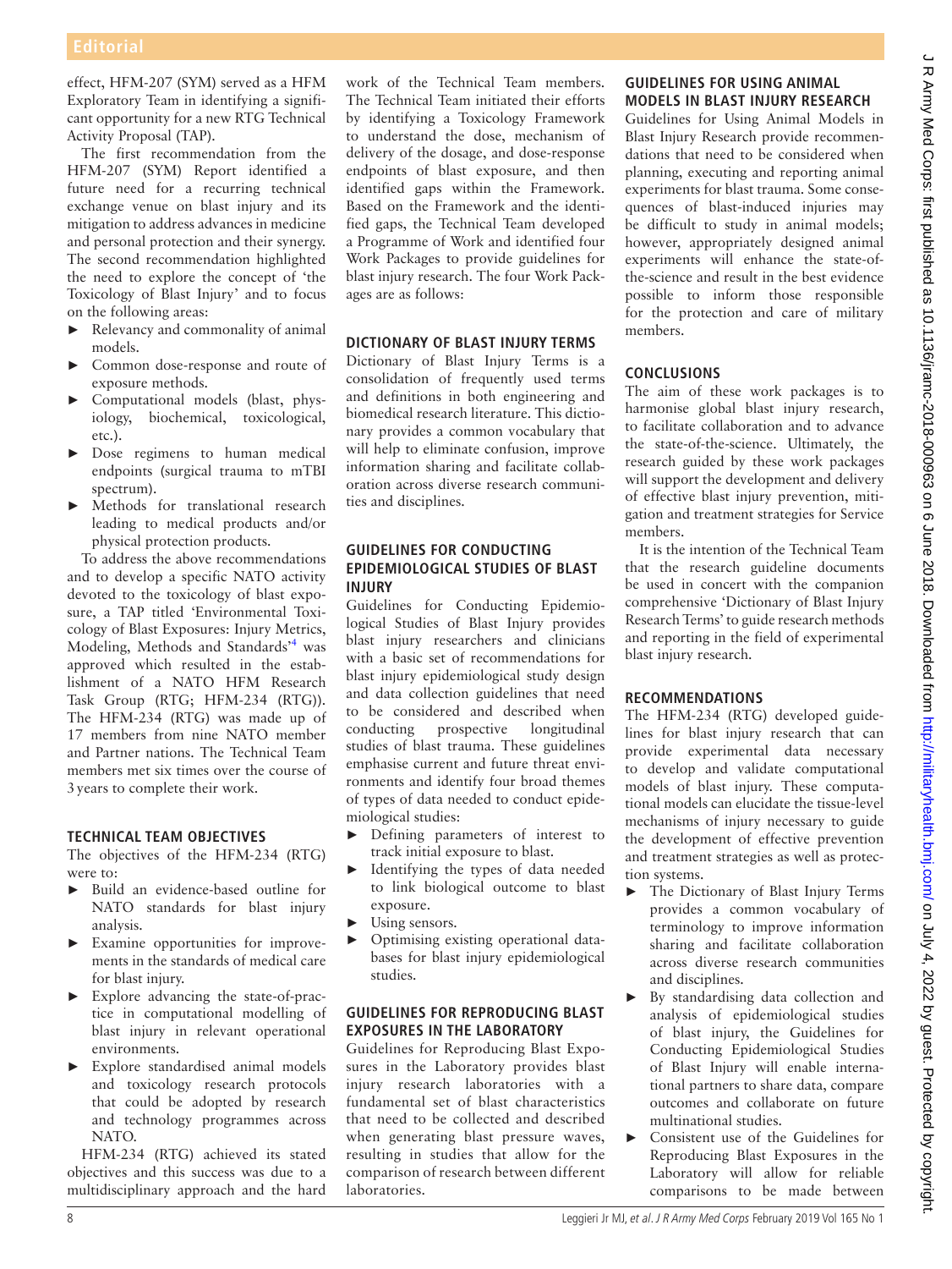effect, HFM-207 (SYM) served as a HFM Exploratory Team in identifying a significant opportunity for a new RTG Technical Activity Proposal (TAP).

The first recommendation from the HFM-207 (SYM) Report identified a future need for a recurring technical exchange venue on blast injury and its mitigation to address advances in medicine and personal protection and their synergy. The second recommendation highlighted the need to explore the concept of 'the Toxicology of Blast Injury' and to focus on the following areas:

- Relevancy and commonality of animal models.
- Common dose-response and route of exposure methods.
- Computational models (blast, physiology, biochemical, toxicological, etc.).
- Dose regimens to human medical endpoints (surgical trauma to mTBI spectrum).
- Methods for translational research leading to medical products and/or physical protection products.

To address the above recommendations and to develop a specific NATO activity devoted to the toxicology of blast exposure, a TAP titled 'Environmental Toxicology of Blast Exposures: Injury Metrics, Modeling, Methods and Standards'[4] was approved which resulted in the establishment of a NATO HFM Research Task Group (RTG; HFM-234 (RTG)). The HFM-234 (RTG) was made up of 17 members from nine NATO member and Partner nations. The Technical Team members met six times over the course of 3 years to complete their work.

## TECHNICAL TEAM OBJECTIVES

The objectives of the HFM-234 (RTG) were to:

- Build an evidence-based outline for NATO standards for blast injury analysis.
- Examine opportunities for improvements in the standards of medical care for blast injury.
- Explore advancing the state-of-practice in computational modelling of blast injury in relevant operational environments.
- Explore standardised animal models and toxicology research protocols that could be adopted by research and technology programmes across NATO.

HFM-234 (RTG) achieved its stated objectives and this success was due to a multidisciplinary approach and the hard work of the Technical Team members. The Technical Team initiated their efforts by identifying a Toxicology Framework to understand the dose, mechanism of delivery of the dosage, and dose-response endpoints of blast exposure, and then identified gaps within the Framework. Based on the Framework and the identified gaps, the Technical Team developed a Programme of Work and identified four Work Packages to provide guidelines for blast injury research. The four Work Packages are as follows:

## DICTIONARY OF BLAST INJURY TERMS

Dictionary of Blast Injury Terms is a consolidation of frequently used terms and definitions in both engineering and biomedical research literature. This dictionary provides a common vocabulary that will help to eliminate confusion, improve information sharing and facilitate collaboration across diverse research communities and disciplines.

## GUIDELINES FOR CONDUCTING EPIDEMIOLOGICAL STUDIES OF BLAST INJURY

Guidelines for Conducting Epidemiological Studies of Blast Injury provides blast injury researchers and clinicians with a basic set of recommendations for blast injury epidemiological study design and data collection guidelines that need to be considered and described when conducting prospective longitudinal studies of blast trauma. These guidelines emphasise current and future threat environments and identify four broad themes of types of data needed to conduct epidemiological studies:

- Defining parameters of interest to track initial exposure to blast.
- Identifying the types of data needed to link biological outcome to blast exposure.
- Using sensors.
- Optimising existing operational databases for blast injury epidemiological studies.

## GUIDELINES FOR REPRODUCING BLAST EXPOSURES IN THE LABORATORY

Guidelines for Reproducing Blast Exposures in the Laboratory provides blast injury research laboratories with a fundamental set of blast characteristics that need to be collected and described when generating blast pressure waves, resulting in studies that allow for the comparison of research between different laboratories.

## GUIDELINES FOR USING ANIMAL MODELS IN BLAST INJURY RESEARCH

Guidelines for Using Animal Models in Blast Injury Research provide recommendations that need to be considered when planning, executing and reporting animal experiments for blast trauma. Some consequences of blast-induced injuries may be difficult to study in animal models; however, appropriately designed animal experiments will enhance the state-of-the-science and result in the best evidence possible to inform those responsible for the protection and care of military members.

## CONCLUSIONS

The aim of these work packages is to harmonise global blast injury research, to facilitate collaboration and to advance the state-of-the-science. Ultimately, the research guided by these work packages will support the development and delivery of effective blast injury prevention, mitigation and treatment strategies for Service members.

It is the intention of the Technical Team that the research guideline documents be used in concert with the companion comprehensive 'Dictionary of Blast Injury Research Terms' to guide research methods and reporting in the field of experimental blast injury research.

## RECOMMENDATIONS

The HFM-234 (RTG) developed guidelines for blast injury research that can provide experimental data necessary to develop and validate computational models of blast injury. These computational models can elucidate the tissue-level mechanisms of injury necessary to guide the development of effective prevention and treatment strategies as well as protection systems.

- The Dictionary of Blast Injury Terms provides a common vocabulary of terminology to improve information sharing and facilitate collaboration across diverse research communities and disciplines.
- By standardising data collection and analysis of epidemiological studies of blast injury, the Guidelines for Conducting Epidemiological Studies of Blast Injury will enable international partners to share data, compare outcomes and collaborate on future multinational studies.
- Consistent use of the Guidelines for Reproducing Blast Exposures in the Laboratory will allow for reliable comparisons to be made between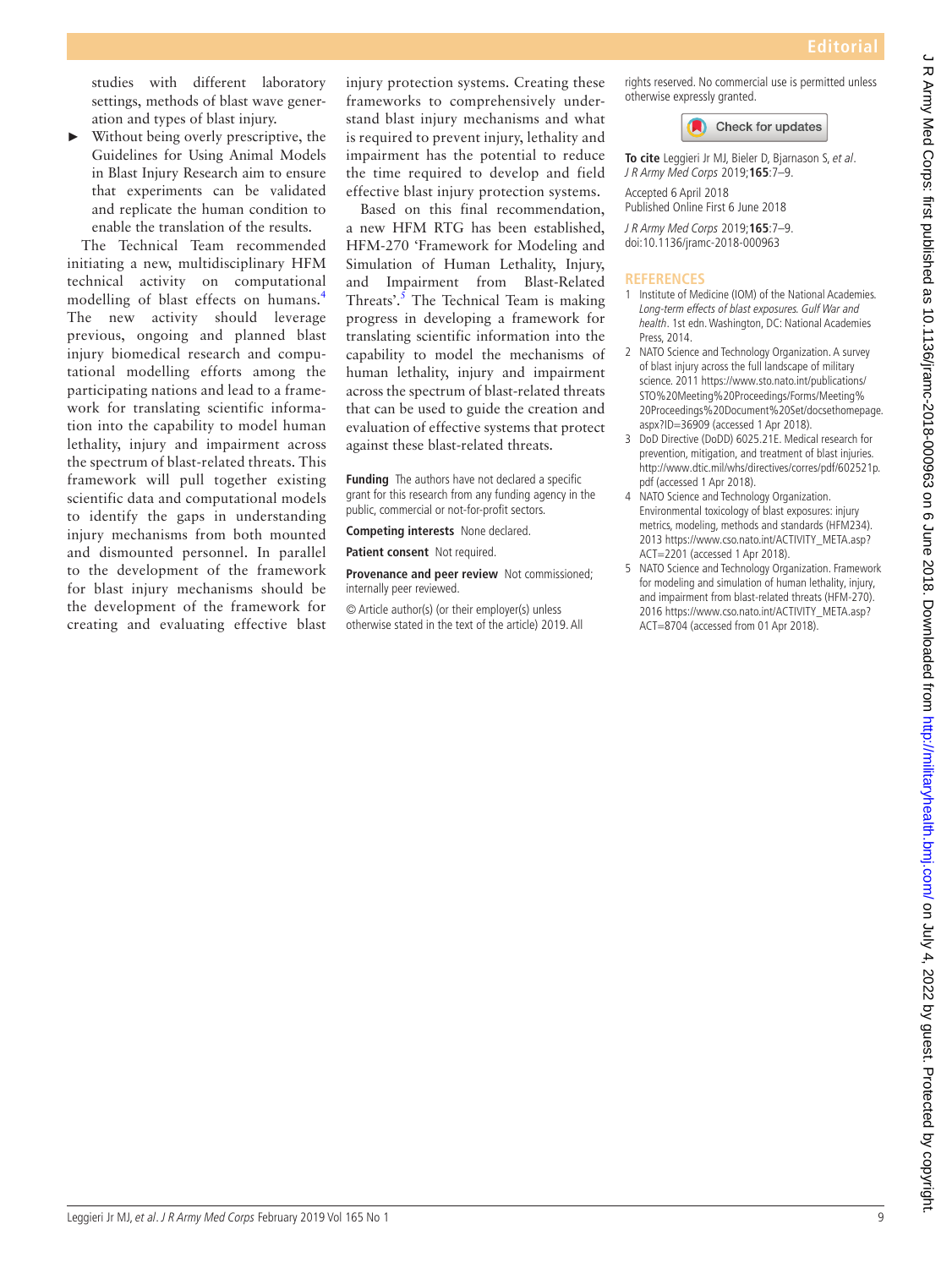studies with different laboratory settings, methods of blast wave generation and types of blast injury.

- Without being overly prescriptive, the Guidelines for Using Animal Models in Blast Injury Research aim to ensure that experiments can be validated and replicate the human condition to enable the translation of the results.

The Technical Team recommended initiating a new, multidisciplinary HFM technical activity on computational modelling of blast effects on humans.[4] The new activity should leverage previous, ongoing and planned blast injury biomedical research and computational modelling efforts among the participating nations and lead to a framework for translating scientific information into the capability to model human lethality, injury and impairment across the spectrum of blast-related threats. This framework will pull together existing scientific data and computational models to identify the gaps in understanding injury mechanisms from both mounted and dismounted personnel. In parallel to the development of the framework for blast injury mechanisms should be the development of the framework for creating and evaluating effective blast injury protection systems. Creating these frameworks to comprehensively understand blast injury mechanisms and what is required to prevent injury, lethality and impairment has the potential to reduce the time required to develop and field effective blast injury protection systems.

Based on this final recommendation, a new HFM RTG has been established, HFM-270 'Framework for Modeling and Simulation of Human Lethality, Injury, and Impairment from Blast-Related Threats'.[5] The Technical Team is making progress in developing a framework for translating scientific information into the capability to model the mechanisms of human lethality, injury and impairment across the spectrum of blast-related threats that can be used to guide the creation and evaluation of effective systems that protect against these blast-related threats.

**Funding** The authors have not declared a specific grant for this research from any funding agency in the public, commercial or not-for-profit sectors.

**Competing interests** None declared.

**Patient consent** Not required.

**Provenance and peer review** Not commissioned; internally peer reviewed.

© Article author(s) (or their employer(s) unless otherwise stated in the text of the article) 2019. All rights reserved. No commercial use is permitted unless otherwise expressly granted.

**To cite** Leggieri Jr MJ, Bieler D, Bjarnason S, *et al*. *J R Army Med Corps* 2019;**165**:7–9.

Accepted 6 April 2018
Published Online First 6 June 2018

*J R Army Med Corps* 2019;**165**:7–9.
doi:10.1136/jramc-2018-000963

## REFERENCES

1. Institute of Medicine (IOM) of the National Academies. *Long-term effects of blast exposures. Gulf War and health*. 1st edn. Washington, DC: National Academies Press, 2014.
2. NATO Science and Technology Organization. A survey of blast injury across the full landscape of military science. 2011 https://www.sto.nato.int/publications/STO%20Meeting%20Proceedings/Forms/Meeting%20Proceedings%20Document%20Set/docsethomepage.aspx?ID=36909 (accessed 1 Apr 2018).
3. DoD Directive (DoDD) 6025.21E. Medical research for prevention, mitigation, and treatment of blast injuries. http://www.dtic.mil/whs/directives/corres/pdf/602521p.pdf (accessed 1 Apr 2018).
4. NATO Science and Technology Organization. Environmental toxicology of blast exposures: injury metrics, modeling, methods and standards (HFM234). 2013 https://www.cso.nato.int/ACTIVITY_META.asp?ACT=2201 (accessed 1 Apr 2018).
5. NATO Science and Technology Organization. Framework for modeling and simulation of human lethality, injury, and impairment from blast-related threats (HFM-270). 2016 https://www.cso.nato.int/ACTIVITY_META.asp?ACT=8704 (accessed from 01 Apr 2018).